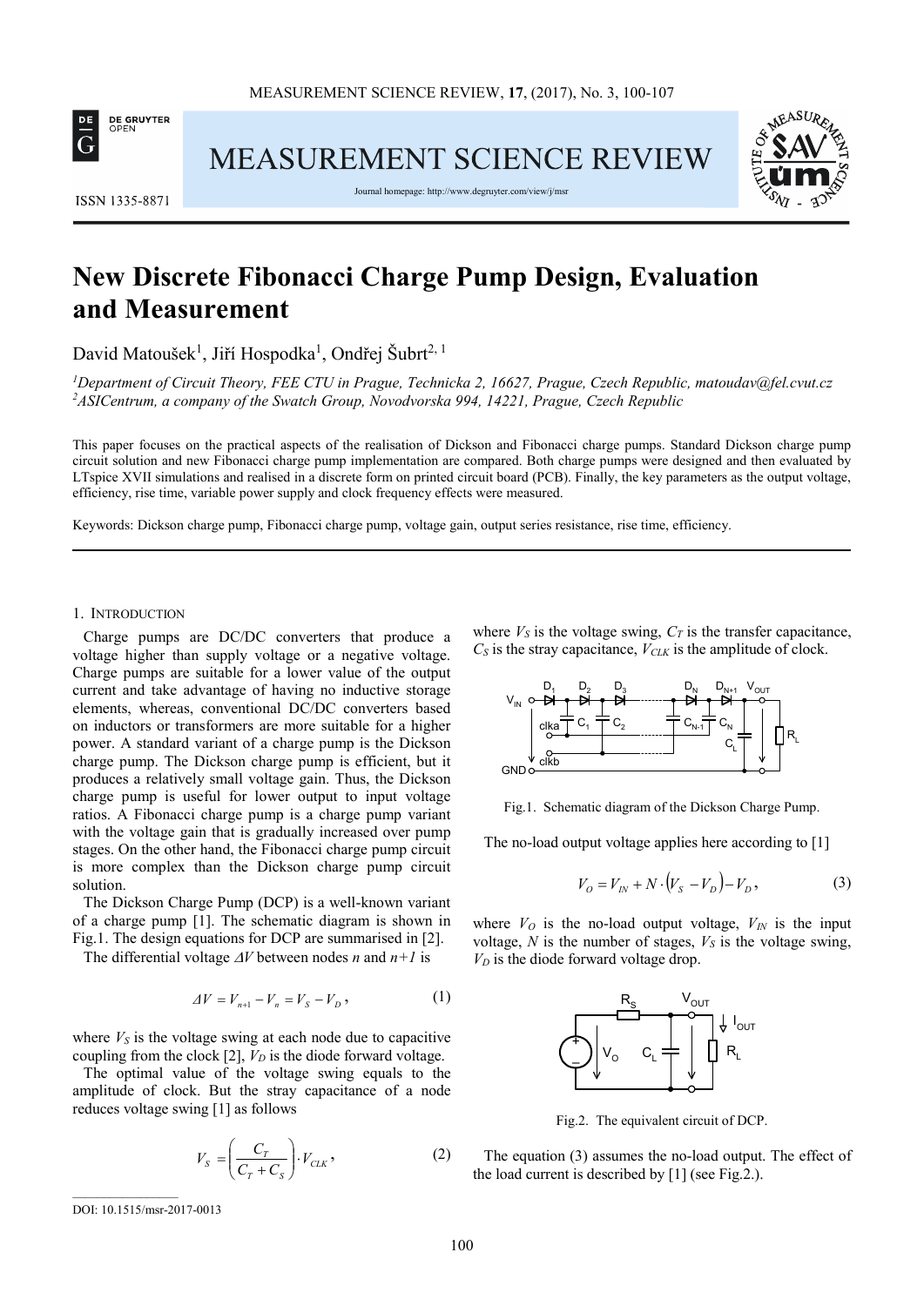# New Discrete Fibonacci Charge Pump Design, Evaluation and Measurement

David Matoušek[1], Jiří Hospodka[1], Ondřej Šubrt[2, 1]

[1]Department of Circuit Theory, FEE CTU in Prague, Technicka 2, 16627, Prague, Czech Republic, matoudav@fel.cvut.cz
[2]ASICentrum, a company of the Swatch Group, Novodvorska 994, 14221, Prague, Czech Republic

This paper focuses on the practical aspects of the realisation of Dickson and Fibonacci charge pumps. Standard Dickson charge pump circuit solution and new Fibonacci charge pump implementation are compared. Both charge pumps were designed and then evaluated by LTspice XVII simulations and realised in a discrete form on printed circuit board (PCB). Finally, the key parameters as the output voltage, efficiency, rise time, variable power supply and clock frequency effects were measured.

Keywords: Dickson charge pump, Fibonacci charge pump, voltage gain, output series resistance, rise time, efficiency.

## 1. Introduction

Charge pumps are DC/DC converters that produce a voltage higher than supply voltage or a negative voltage. Charge pumps are suitable for a lower value of the output current and take advantage of having no inductive storage elements, whereas, conventional DC/DC converters based on inductors or transformers are more suitable for a higher power. A standard variant of a charge pump is the Dickson charge pump. The Dickson charge pump is efficient, but it produces a relatively small voltage gain. Thus, the Dickson charge pump is useful for lower output to input voltage ratios. A Fibonacci charge pump is a charge pump variant with the voltage gain that is gradually increased over pump stages. On the other hand, the Fibonacci charge pump circuit is more complex than the Dickson charge pump circuit solution.

The Dickson Charge Pump (DCP) is a well-known variant of a charge pump [1]. The schematic diagram is shown in Fig.1. The design equations for DCP are summarised in [2].

The differential voltage $\Delta V$ between nodes $n$ and $n+1$ is

$$\Delta V = V_{n+1} - V_n = V_S - V_D , \tag{1}$$

where $V_S$ is the voltage swing at each node due to capacitive coupling from the clock [2], $V_D$ is the diode forward voltage.

The optimal value of the voltage swing equals to the amplitude of clock. But the stray capacitance of a node reduces voltage swing [1] as follows

$$V_S = \left( \frac{C_T}{C_T + C_S} \right) \cdot V_{CLK} , \tag{2}$$

where $V_S$ is the voltage swing, $C_T$ is the transfer capacitance, $C_S$ is the stray capacitance, $V_{CLK}$ is the amplitude of clock.

V_IN, D_1, D_2, D_3, D_N, D_N+1, V_OUT, clka, C_1, C_2, C_N-1, C_N, C_L, R_L, clkb, GND

Fig.1. Schematic diagram of the Dickson Charge Pump.

The no-load output voltage applies here according to [1]

$$V_O = V_{IN} + N \cdot \left( V_S - V_D \right) - V_D , \tag{3}$$

where $V_O$ is the no-load output voltage, $V_{IN}$ is the input voltage, $N$ is the number of stages, $V_S$ is the voltage swing, $V_D$ is the diode forward voltage drop.

R_S, V_OUT, I_OUT, V_O, C_L, R_L

Fig.2. The equivalent circuit of DCP.

The equation (3) assumes the no-load output. The effect of the load current is described by [1] (see Fig.2.).

DOI: 10.1515/msr-2017-0013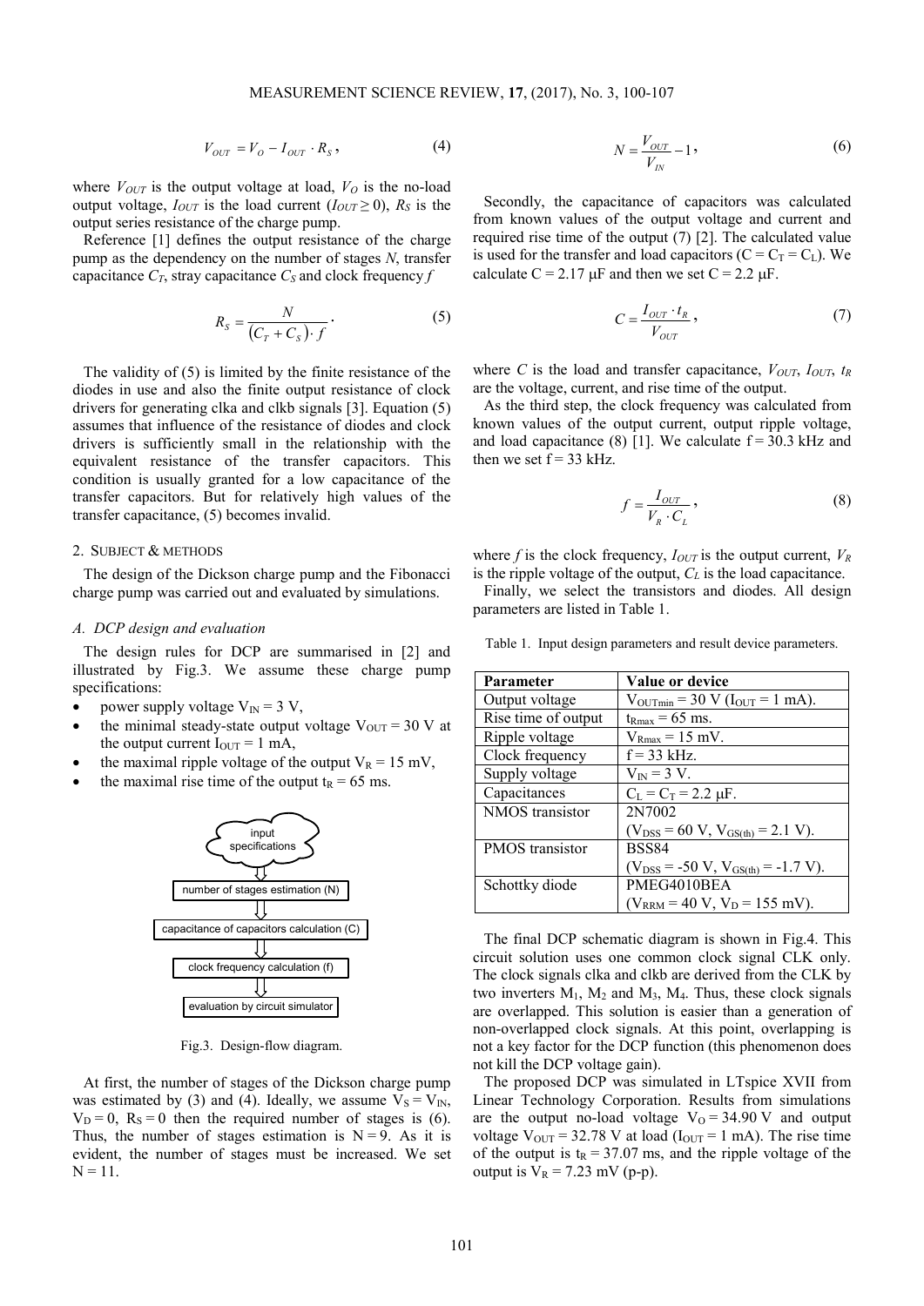$$V_{OUT} = V_O - I_{OUT} \cdot R_S, \tag{4}$$

where $V_{OUT}$ is the output voltage at load, $V_O$ is the no-load output voltage, $I_{OUT}$ is the load current ($I_{OUT} \geq 0$), $R_S$ is the output series resistance of the charge pump.

Reference [1] defines the output resistance of the charge pump as the dependency on the number of stages $N$, transfer capacitance $C_T$, stray capacitance $C_S$ and clock frequency $f$

$$R_S = \frac{N}{\left(C_T + C_S\right) \cdot f}. \tag{5}$$

The validity of (5) is limited by the finite resistance of the diodes in use and also the finite output resistance of clock drivers for generating clka and clkb signals [3]. Equation (5) assumes that influence of the resistance of diodes and clock drivers is sufficiently small in the relationship with the equivalent resistance of the transfer capacitors. This condition is usually granted for a low capacitance of the transfer capacitors. But for relatively high values of the transfer capacitance, (5) becomes invalid.

## 2. SUBJECT & METHODS

The design of the Dickson charge pump and the Fibonacci charge pump was carried out and evaluated by simulations.

### A. DCP design and evaluation

The design rules for DCP are summarised in [2] and illustrated by Fig.3. We assume these charge pump specifications:

- power supply voltage $V_{IN} = 3$ V,
- the minimal steady-state output voltage $V_{OUT} = 30$ V at the output current $I_{OUT} = 1$ mA,
- the maximal ripple voltage of the output $V_R = 15$ mV,
- the maximal rise time of the output $t_R = 65$ ms.

input specifications

number of stages estimation (N)

capacitance of capacitors calculation (C)

clock frequency calculation (f)

evaluation by circuit simulator

Fig.3. Design-flow diagram.

At first, the number of stages of the Dickson charge pump was estimated by (3) and (4). Ideally, we assume $V_S = V_{IN}$, $V_D = 0$, $R_S = 0$ then the required number of stages is (6). Thus, the number of stages estimation is $N = 9$. As it is evident, the number of stages must be increased. We set $N = 11$.

$$N = \frac{V_{OUT}}{V_{IN}} - 1, \tag{6}$$

Secondly, the capacitance of capacitors was calculated from known values of the output voltage and current and required rise time of the output (7) [2]. The calculated value is used for the transfer and load capacitors ($C = C_T = C_L$). We calculate $C = 2.17$ μF and then we set $C = 2.2$ μF.

$$C = \frac{I_{OUT} \cdot t_R}{V_{OUT}}, \tag{7}$$

where $C$ is the load and transfer capacitance, $V_{OUT}$, $I_{OUT}$, $t_R$ are the voltage, current, and rise time of the output.

As the third step, the clock frequency was calculated from known values of the output current, output ripple voltage, and load capacitance (8) [1]. We calculate $f = 30.3$ kHz and then we set $f = 33$ kHz.

$$f = \frac{I_{OUT}}{V_R \cdot C_L}, \tag{8}$$

where $f$ is the clock frequency, $I_{OUT}$ is the output current, $V_R$ is the ripple voltage of the output, $C_L$ is the load capacitance.

Finally, we select the transistors and diodes. All design parameters are listed in Table 1.

Table 1. Input design parameters and result device parameters.

| Parameter | Value or device |
|---|---|
| Output voltage | $V_{OUTmin} = 30$ V ($I_{OUT} = 1$ mA). |
| Rise time of output | $t_{Rmax} = 65$ ms. |
| Ripple voltage | $V_{Rmax} = 15$ mV. |
| Clock frequency | $f = 33$ kHz. |
| Supply voltage | $V_{IN} = 3$ V. |
| Capacitances | $C_L = C_T = 2.2$ μF. |
| NMOS transistor | 2N7002 ($V_{DSS} = 60$ V, $V_{GS(th)} = 2.1$ V). |
| PMOS transistor | BSS84 ($V_{DSS} = -50$ V, $V_{GS(th)} = -1.7$ V). |
| Schottky diode | PMEG4010BEA ($V_{RRM} = 40$ V, $V_D = 155$ mV). |

The final DCP schematic diagram is shown in Fig.4. This circuit solution uses one common clock signal CLK only. The clock signals clka and clkb are derived from the CLK by two inverters $M_1$, $M_2$ and $M_3$, $M_4$. Thus, these clock signals are overlapped. This solution is easier than a generation of non-overlapped clock signals. At this point, overlapping is not a key factor for the DCP function (this phenomenon does not kill the DCP voltage gain).

The proposed DCP was simulated in LTspice XVII from Linear Technology Corporation. Results from simulations are the output no-load voltage $V_O = 34.90$ V and output voltage $V_{OUT} = 32.78$ V at load ($I_{OUT} = 1$ mA). The rise time of the output is $t_R = 37.07$ ms, and the ripple voltage of the output is $V_R = 7.23$ mV (p-p).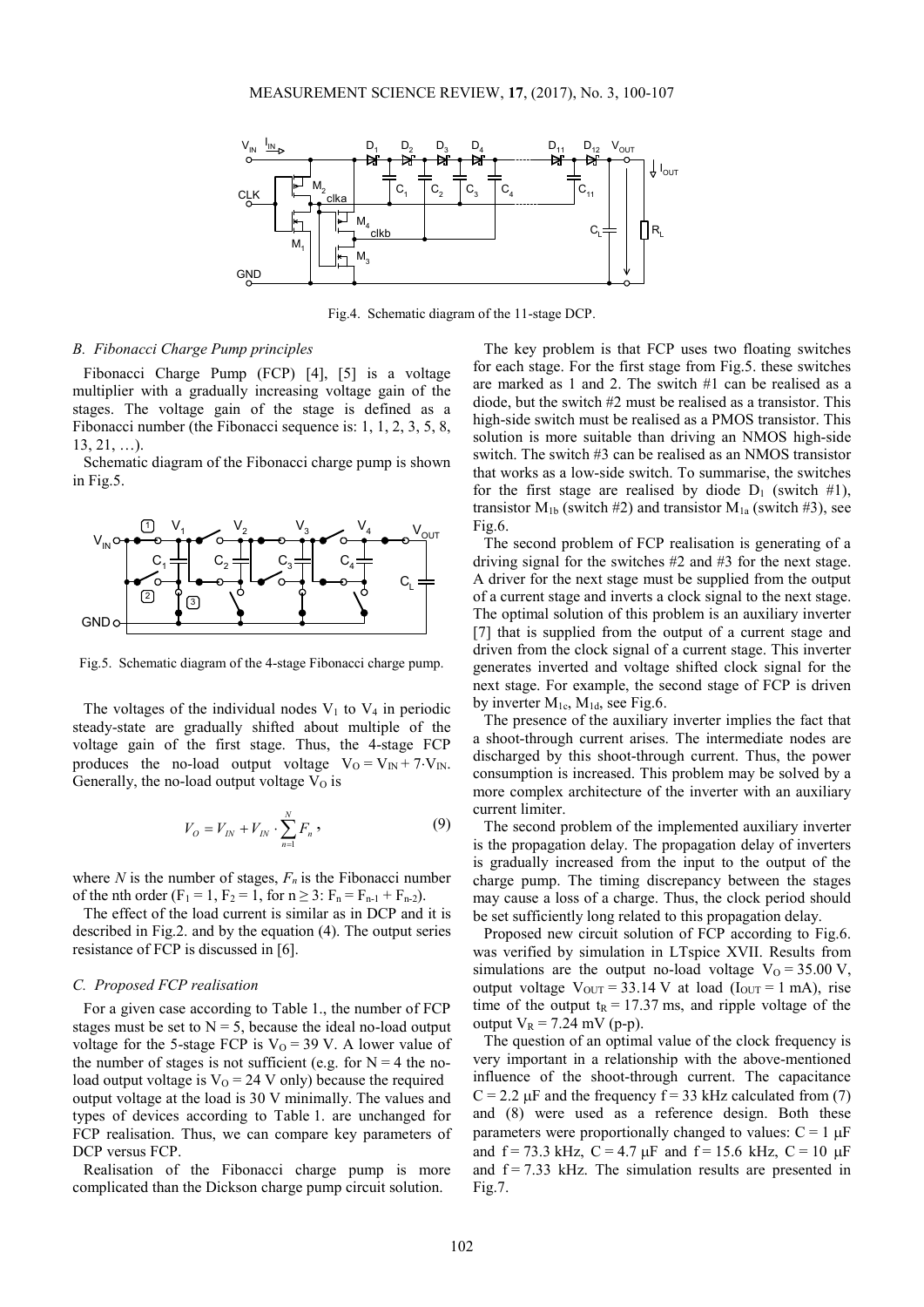Fig.4. Schematic diagram of the 11-stage DCP.

### B. Fibonacci Charge Pump principles

Fibonacci Charge Pump (FCP) [4], [5] is a voltage multiplier with a gradually increasing voltage gain of the stages. The voltage gain of the stage is defined as a Fibonacci number (the Fibonacci sequence is: 1, 1, 2, 3, 5, 8, 13, 21, …).

Schematic diagram of the Fibonacci charge pump is shown in Fig.5.

Fig.5. Schematic diagram of the 4-stage Fibonacci charge pump.

The voltages of the individual nodes $V_1$ to $V_4$ in periodic steady-state are gradually shifted about multiple of the voltage gain of the first stage. Thus, the 4-stage FCP produces the no-load output voltage $V_O = V_{IN} + 7 \cdot V_{IN}$. Generally, the no-load output voltage $V_O$ is

$$V_O = V_{IN} + V_{IN} \cdot \sum_{n=1}^{N} F_n , \tag{9}$$

where $N$ is the number of stages, $F_n$ is the Fibonacci number of the nth order ($F_1 = 1$, $F_2 = 1$, for $n \geq 3$: $F_n = F_{n-1} + F_{n-2}$).

The effect of the load current is similar as in DCP and it is described in Fig.2. and by the equation (4). The output series resistance of FCP is discussed in [6].

### C. Proposed FCP realisation

For a given case according to Table 1., the number of FCP stages must be set to $N = 5$, because the ideal no-load output voltage for the 5-stage FCP is $V_O = 39$ V. A lower value of the number of stages is not sufficient (e.g. for $N = 4$ the no-load output voltage is $V_O = 24$ V only) because the required output voltage at the load is 30 V minimally. The values and types of devices according to Table 1. are unchanged for FCP realisation. Thus, we can compare key parameters of DCP versus FCP.

Realisation of the Fibonacci charge pump is more complicated than the Dickson charge pump circuit solution.

The key problem is that FCP uses two floating switches for each stage. For the first stage from Fig.5. these switches are marked as 1 and 2. The switch #1 can be realised as a diode, but the switch #2 must be realised as a transistor. This high-side switch must be realised as a PMOS transistor. This solution is more suitable than driving an NMOS high-side switch. The switch #3 can be realised as an NMOS transistor that works as a low-side switch. To summarise, the switches for the first stage are realised by diode $D_1$ (switch #1), transistor $M_{1b}$ (switch #2) and transistor $M_{1a}$ (switch #3), see Fig.6.

The second problem of FCP realisation is generating of a driving signal for the switches #2 and #3 for the next stage. A driver for the next stage must be supplied from the output of a current stage and inverts a clock signal to the next stage. The optimal solution of this problem is an auxiliary inverter [7] that is supplied from the output of a current stage and driven from the clock signal of a current stage. This inverter generates inverted and voltage shifted clock signal for the next stage. For example, the second stage of FCP is driven by inverter $M_{1c}$, $M_{1d}$, see Fig.6.

The presence of the auxiliary inverter implies the fact that a shoot-through current arises. The intermediate nodes are discharged by this shoot-through current. Thus, the power consumption is increased. This problem may be solved by a more complex architecture of the inverter with an auxiliary current limiter.

The second problem of the implemented auxiliary inverter is the propagation delay. The propagation delay of inverters is gradually increased from the input to the output of the charge pump. The timing discrepancy between the stages may cause a loss of a charge. Thus, the clock period should be set sufficiently long related to this propagation delay.

Proposed new circuit solution of FCP according to Fig.6. was verified by simulation in LTspice XVII. Results from simulations are the output no-load voltage $V_O = 35.00$ V, output voltage $V_{OUT} = 33.14$ V at load ($I_{OUT} = 1$ mA), rise time of the output $t_R = 17.37$ ms, and ripple voltage of the output $V_R = 7.24$ mV (p-p).

The question of an optimal value of the clock frequency is very important in a relationship with the above-mentioned influence of the shoot-through current. The capacitance $C = 2.2$ μF and the frequency $f = 33$ kHz calculated from (7) and (8) were used as a reference design. Both these parameters were proportionally changed to values: $C = 1$ μF and $f = 73.3$ kHz, $C = 4.7$ μF and $f = 15.6$ kHz, $C = 10$ μF and $f = 7.33$ kHz. The simulation results are presented in Fig.7.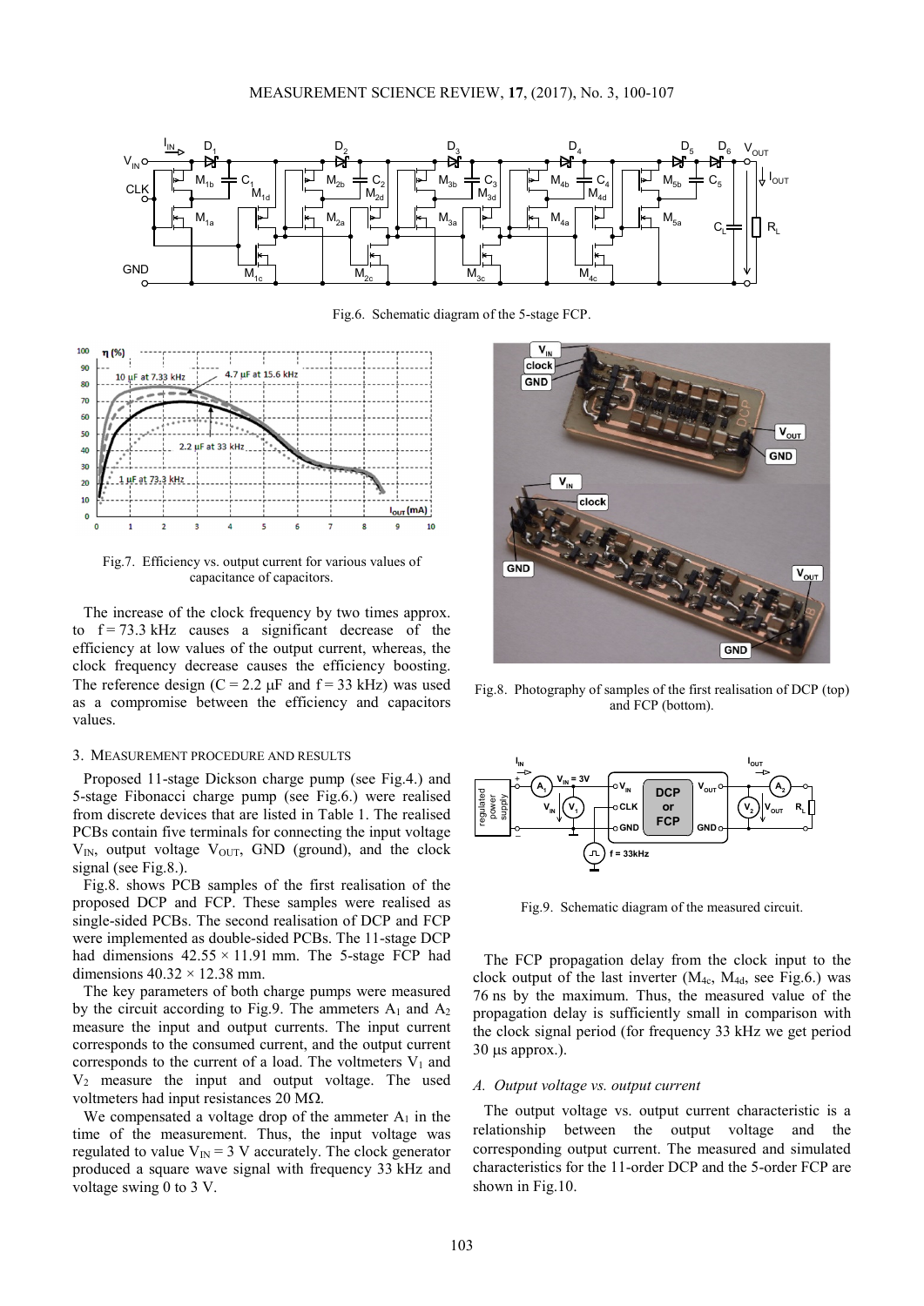Fig.6. Schematic diagram of the 5-stage FCP.

η (%)
10 μF at 7.33 kHz
4.7 μF at 15.6 kHz
2.2 μF at 33 kHz
1 μF at 73.3 kHz
$I_{OUT}$ (mA)

Fig.7. Efficiency vs. output current for various values of capacitance of capacitors.

The increase of the clock frequency by two times approx. to f = 73.3 kHz causes a significant decrease of the efficiency at low values of the output current, whereas, the clock frequency decrease causes the efficiency boosting. The reference design (C = 2.2 μF and f = 33 kHz) was used as a compromise between the efficiency and capacitors values.

## 3. Measurement procedure and results

Proposed 11-stage Dickson charge pump (see Fig.4.) and 5-stage Fibonacci charge pump (see Fig.6.) were realised from discrete devices that are listed in Table 1. The realised PCBs contain five terminals for connecting the input voltage $V_{IN}$, output voltage $V_{OUT}$, GND (ground), and the clock signal (see Fig.8.).

Fig.8. shows PCB samples of the first realisation of the proposed DCP and FCP. These samples were realised as single-sided PCBs. The second realisation of DCP and FCP were implemented as double-sided PCBs. The 11-stage DCP had dimensions 42.55 × 11.91 mm. The 5-stage FCP had dimensions 40.32 × 12.38 mm.

The key parameters of both charge pumps were measured by the circuit according to Fig.9. The ammeters $A_1$ and $A_2$ measure the input and output currents. The input current corresponds to the consumed current, and the output current corresponds to the current of a load. The voltmeters $V_1$ and $V_2$ measure the input and output voltage. The used voltmeters had input resistances 20 MΩ.

We compensated a voltage drop of the ammeter $A_1$ in the time of the measurement. Thus, the input voltage was regulated to value $V_{IN}$ = 3 V accurately. The clock generator produced a square wave signal with frequency 33 kHz and voltage swing 0 to 3 V.

Fig.8. Photography of samples of the first realisation of DCP (top) and FCP (bottom).

Fig.9. Schematic diagram of the measured circuit.

The FCP propagation delay from the clock input to the clock output of the last inverter ($M_{4c}$, $M_{4d}$, see Fig.6.) was 76 ns by the maximum. Thus, the measured value of the propagation delay is sufficiently small in comparison with the clock signal period (for frequency 33 kHz we get period 30 μs approx.).

### *A. Output voltage vs. output current*

The output voltage vs. output current characteristic is a relationship between the output voltage and the corresponding output current. The measured and simulated characteristics for the 11-order DCP and the 5-order FCP are shown in Fig.10.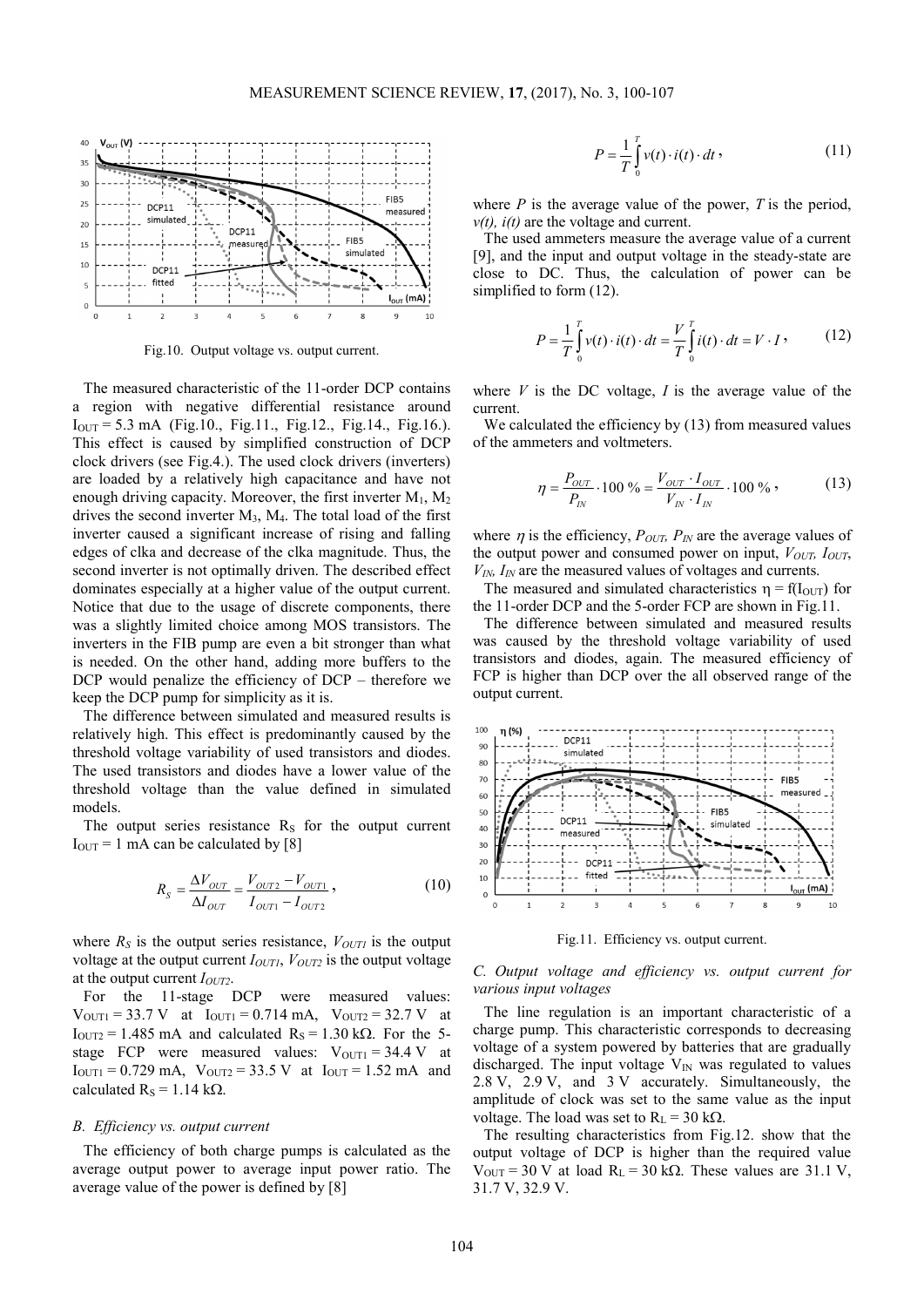$V_{OUT}$ (V)

40
35
30
25
20
15
10
5
0

0 1 2 3 4 5 6 7 8 9 10

$I_{OUT}$ (mA)

DCP11 simulated

DCP11 measured

DCP11 fitted

FIB5 measured

FIB5 simulated

Fig.10. Output voltage vs. output current.

The measured characteristic of the 11-order DCP contains a region with negative differential resistance around $I_{OUT} = 5.3$ mA (Fig.10., Fig.11., Fig.12., Fig.14., Fig.16.). This effect is caused by simplified construction of DCP clock drivers (see Fig.4.). The used clock drivers (inverters) are loaded by a relatively high capacitance and have not enough driving capacity. Moreover, the first inverter $M_1$, $M_2$ drives the second inverter $M_3$, $M_4$. The total load of the first inverter caused a significant increase of rising and falling edges of clka and decrease of the clka magnitude. Thus, the second inverter is not optimally driven. The described effect dominates especially at a higher value of the output current. Notice that due to the usage of discrete components, there was a slightly limited choice among MOS transistors. The inverters in the FIB pump are even a bit stronger than what is needed. On the other hand, adding more buffers to the DCP would penalize the efficiency of DCP – therefore we keep the DCP pump for simplicity as it is.

The difference between simulated and measured results is relatively high. This effect is predominantly caused by the threshold voltage variability of used transistors and diodes. The used transistors and diodes have a lower value of the threshold voltage than the value defined in simulated models.

The output series resistance $R_S$ for the output current $I_{OUT} = 1$ mA can be calculated by [8]

$$R_S = \frac{\Delta V_{OUT}}{\Delta I_{OUT}} = \frac{V_{OUT2} - V_{OUT1}}{I_{OUT1} - I_{OUT2}}, \tag{10}$$

where $R_S$ is the output series resistance, $V_{OUT1}$ is the output voltage at the output current $I_{OUT1}$, $V_{OUT2}$ is the output voltage at the output current $I_{OUT2}$.

For the 11-stage DCP were measured values: $V_{OUT1} = 33.7$ V at $I_{OUT1} = 0.714$ mA, $V_{OUT2} = 32.7$ V at $I_{OUT2} = 1.485$ mA and calculated $R_S = 1.30$ kΩ. For the 5-stage FCP were measured values: $V_{OUT1} = 34.4$ V at $I_{OUT1} = 0.729$ mA, $V_{OUT2} = 33.5$ V at $I_{OUT} = 1.52$ mA and calculated $R_S = 1.14$ kΩ.

### *B. Efficiency vs. output current*

The efficiency of both charge pumps is calculated as the average output power to average input power ratio. The average value of the power is defined by [8]

$$P = \frac{1}{T}\int_0^T v(t)\cdot i(t)\cdot dt\,, \tag{11}$$

where $P$ is the average value of the power, $T$ is the period, $v(t)$, $i(t)$ are the voltage and current.

The used ammeters measure the average value of a current [9], and the input and output voltage in the steady-state are close to DC. Thus, the calculation of power can be simplified to form (12).

$$P = \frac{1}{T}\int_0^T v(t)\cdot i(t)\cdot dt = \frac{V}{T}\int_0^T i(t)\cdot dt = V\cdot I\,, \tag{12}$$

where $V$ is the DC voltage, $I$ is the average value of the current.

We calculated the efficiency by (13) from measured values of the ammeters and voltmeters.

$$\eta = \frac{P_{OUT}}{P_{IN}}\cdot 100\ \% = \frac{V_{OUT}\cdot I_{OUT}}{V_{IN}\cdot I_{IN}}\cdot 100\ \%\,, \tag{13}$$

where $\eta$ is the efficiency, $P_{OUT}$, $P_{IN}$ are the average values of the output power and consumed power on input, $V_{OUT}$, $I_{OUT}$, $V_{IN}$, $I_{IN}$ are the measured values of voltages and currents.

The measured and simulated characteristics $\eta = f(I_{OUT})$ for the 11-order DCP and the 5-order FCP are shown in Fig.11.

The difference between simulated and measured results was caused by the threshold voltage variability of used transistors and diodes, again. The measured efficiency of FCP is higher than DCP over the all observed range of the output current.

η (%)

100
90
80
70
60
50
40
30
20
10
0

0 1 2 3 4 5 6 7 8 9 10

$I_{OUT}$ (mA)

DCP11 simulated

DCP11 measured

DCP11 fitted

FIB5 measured

FIB5 simulated

Fig.11. Efficiency vs. output current.

### *C. Output voltage and efficiency vs. output current for various input voltages*

The line regulation is an important characteristic of a charge pump. This characteristic corresponds to decreasing voltage of a system powered by batteries that are gradually discharged. The input voltage $V_{IN}$ was regulated to values 2.8 V, 2.9 V, and 3 V accurately. Simultaneously, the amplitude of clock was set to the same value as the input voltage. The load was set to $R_L = 30$ kΩ.

The resulting characteristics from Fig.12. show that the output voltage of DCP is higher than the required value $V_{OUT} = 30$ V at load $R_L = 30$ kΩ. These values are 31.1 V, 31.7 V, 32.9 V.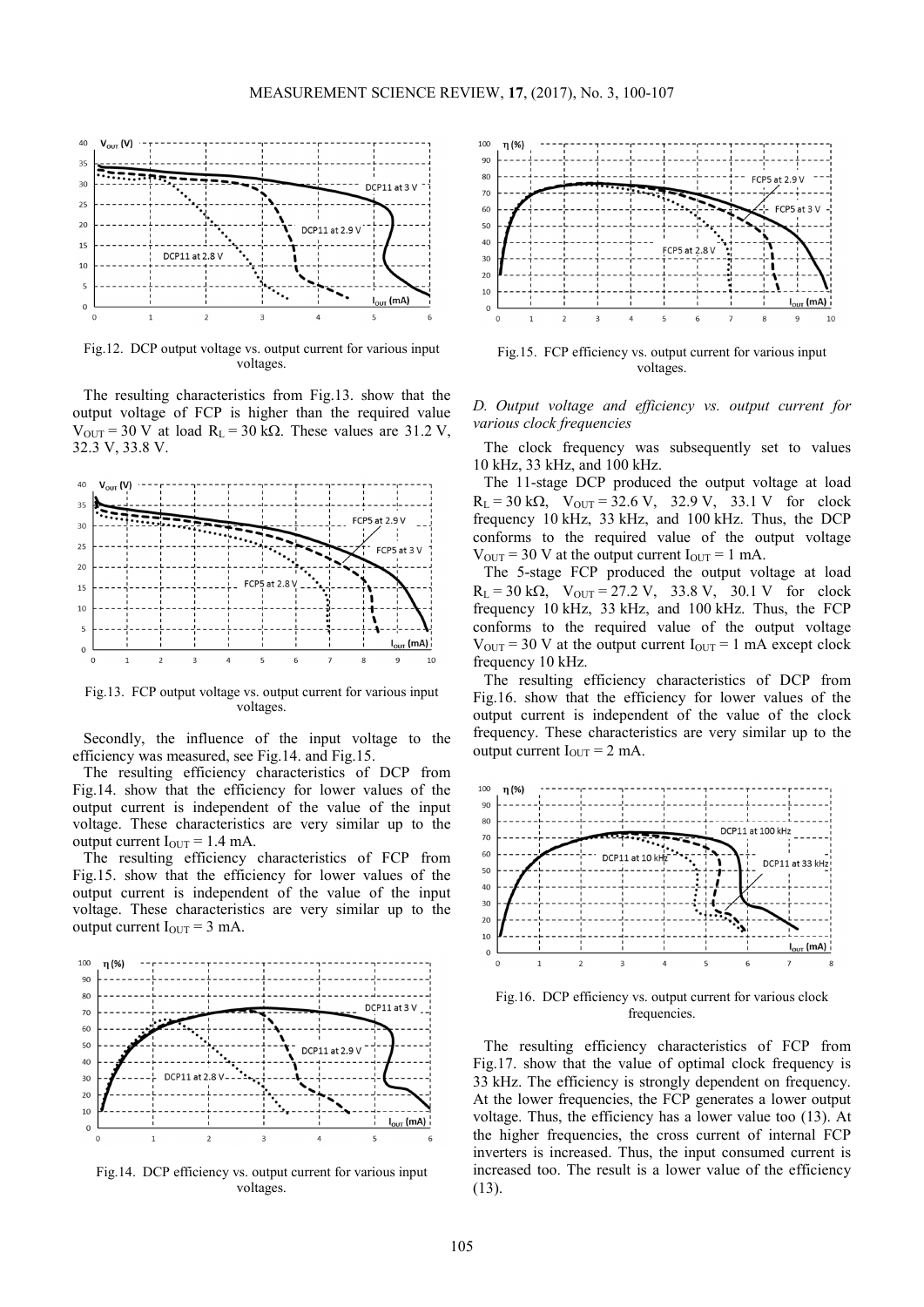Fig.12. DCP output voltage vs. output current for various input voltages.

The resulting characteristics from Fig.13. show that the output voltage of FCP is higher than the required value $V_{OUT}$ = 30 V at load $R_L$ = 30 kΩ. These values are 31.2 V, 32.3 V, 33.8 V.

Fig.13. FCP output voltage vs. output current for various input voltages.

Secondly, the influence of the input voltage to the efficiency was measured, see Fig.14. and Fig.15.

The resulting efficiency characteristics of DCP from Fig.14. show that the efficiency for lower values of the output current is independent of the value of the input voltage. These characteristics are very similar up to the output current $I_{OUT}$ = 1.4 mA.

The resulting efficiency characteristics of FCP from Fig.15. show that the efficiency for lower values of the output current is independent of the value of the input voltage. These characteristics are very similar up to the output current $I_{OUT}$ = 3 mA.

Fig.14. DCP efficiency vs. output current for various input voltages.

Fig.15. FCP efficiency vs. output current for various input voltages.

*D. Output voltage and efficiency vs. output current for various clock frequencies*

The clock frequency was subsequently set to values 10 kHz, 33 kHz, and 100 kHz.

The 11-stage DCP produced the output voltage at load $R_L$ = 30 kΩ, $V_{OUT}$ = 32.6 V, 32.9 V, 33.1 V for clock frequency 10 kHz, 33 kHz, and 100 kHz. Thus, the DCP conforms to the required value of the output voltage $V_{OUT}$ = 30 V at the output current $I_{OUT}$ = 1 mA.

The 5-stage FCP produced the output voltage at load $R_L$ = 30 kΩ, $V_{OUT}$ = 27.2 V, 33.8 V, 30.1 V for clock frequency 10 kHz, 33 kHz, and 100 kHz. Thus, the FCP conforms to the required value of the output voltage $V_{OUT}$ = 30 V at the output current $I_{OUT}$ = 1 mA except clock frequency 10 kHz.

The resulting efficiency characteristics of DCP from Fig.16. show that the efficiency for lower values of the output current is independent of the value of the clock frequency. These characteristics are very similar up to the output current $I_{OUT}$ = 2 mA.

Fig.16. DCP efficiency vs. output current for various clock frequencies.

The resulting efficiency characteristics of FCP from Fig.17. show that the value of optimal clock frequency is 33 kHz. The efficiency is strongly dependent on frequency. At the lower frequencies, the FCP generates a lower output voltage. Thus, the efficiency has a lower value too (13). At the higher frequencies, the cross current of internal FCP inverters is increased. Thus, the input consumed current is increased too. The result is a lower value of the efficiency (13).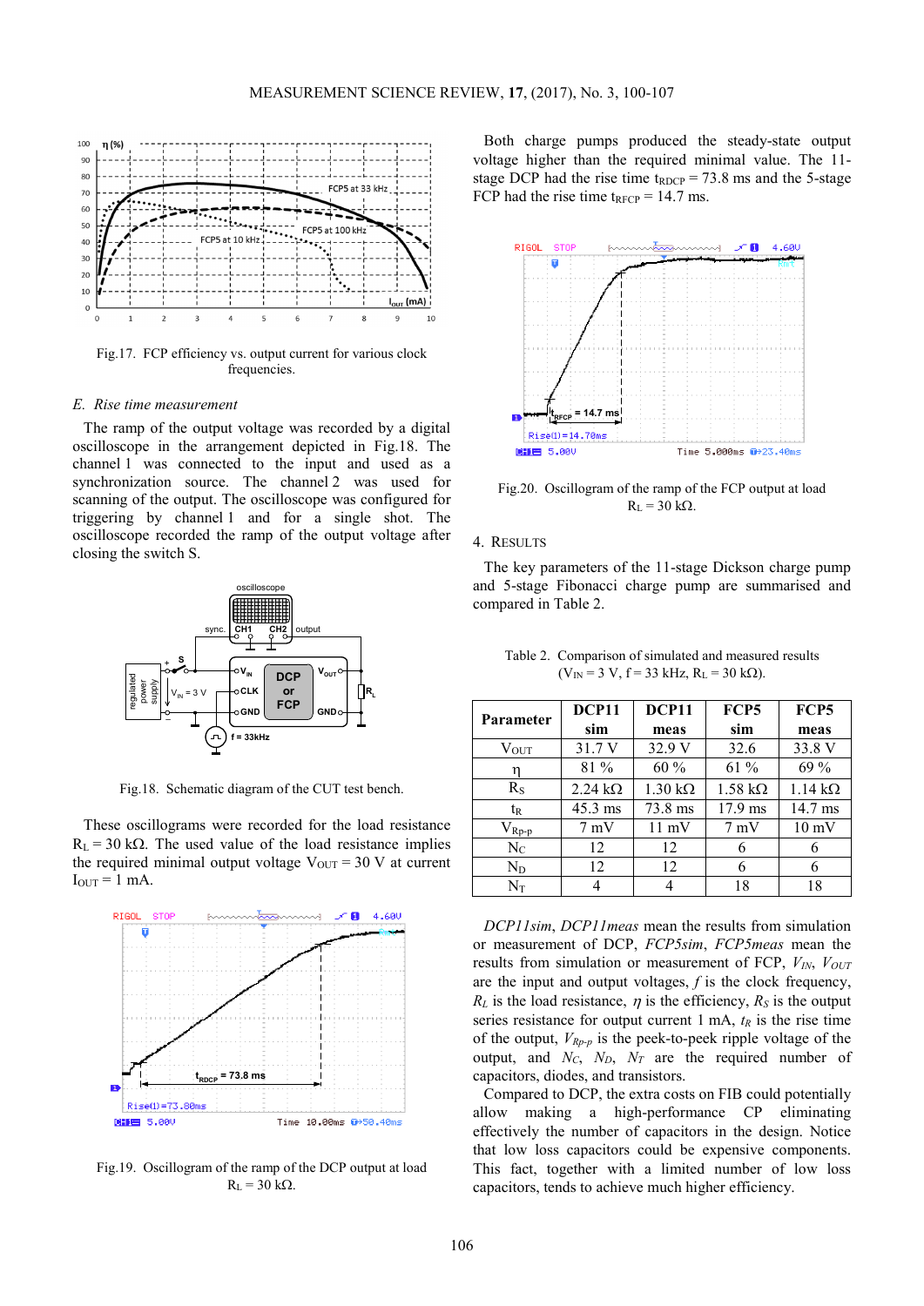100 η (%)
90
80
70
60
50
40
30
20
10
0
0 1 2 3 4 5 6 7 8 9 10
FCP5 at 33 kHz
FCP5 at 100 kHz
FCP5 at 10 kHz
$I_{OUT}$ (mA)

Fig.17. FCP efficiency vs. output current for various clock frequencies.

### E. Rise time measurement

The ramp of the output voltage was recorded by a digital oscilloscope in the arrangement depicted in Fig.18. The channel 1 was connected to the input and used as a synchronization source. The channel 2 was used for scanning of the output. The oscilloscope was configured for triggering by channel 1 and for a single shot. The oscilloscope recorded the ramp of the output voltage after closing the switch S.

oscilloscope
sync. CH1 CH2 output
S
regulated power supply
$V_{IN}$ = 3 V
$V_{IN}$
CLK
GND
DCP or FCP
$V_{OUT}$
GND
$R_L$
f = 33kHz

Fig.18. Schematic diagram of the CUT test bench.

These oscillograms were recorded for the load resistance $R_L$ = 30 kΩ. The used value of the load resistance implies the required minimal output voltage $V_{OUT}$ = 30 V at current $I_{OUT}$ = 1 mA.

RIGOL STOP 4.60V
$t_{RDCP}$ = 73.8 ms
Rise(1)=73.80ms
CH1 5.00V Time 10.00ms 50.40ms

Fig.19. Oscillogram of the ramp of the DCP output at load $R_L$ = 30 kΩ.

Both charge pumps produced the steady-state output voltage higher than the required minimal value. The 11-stage DCP had the rise time $t_{RDCP}$ = 73.8 ms and the 5-stage FCP had the rise time $t_{RFCP}$ = 14.7 ms.

RIGOL STOP 4.60V
$t_{RFCP}$ = 14.7 ms
Rise(1)=14.70ms
CH1 5.00V Time 5.000ms 23.40ms

Fig.20. Oscillogram of the ramp of the FCP output at load $R_L$ = 30 kΩ.

## 4. RESULTS

The key parameters of the 11-stage Dickson charge pump and 5-stage Fibonacci charge pump are summarised and compared in Table 2.

Table 2. Comparison of simulated and measured results ($V_{IN}$ = 3 V, f = 33 kHz, $R_L$ = 30 kΩ).

| Parameter | DCP11 sim | DCP11 meas | FCP5 sim | FCP5 meas |
|---|---|---|---|---|
| $V_{OUT}$ | 31.7 V | 32.9 V | 32.6 | 33.8 V |
| η | 81 % | 60 % | 61 % | 69 % |
| $R_S$ | 2.24 kΩ | 1.30 kΩ | 1.58 kΩ | 1.14 kΩ |
| $t_R$ | 45.3 ms | 73.8 ms | 17.9 ms | 14.7 ms |
| $V_{Rp-p}$ | 7 mV | 11 mV | 7 mV | 10 mV |
| $N_C$ | 12 | 12 | 6 | 6 |
| $N_D$ | 12 | 12 | 6 | 6 |
| $N_T$ | 4 | 4 | 18 | 18 |

*DCP11sim*, *DCP11meas* mean the results from simulation or measurement of DCP, *FCP5sim*, *FCP5meas* mean the results from simulation or measurement of FCP, $V_{IN}$, $V_{OUT}$ are the input and output voltages, $f$ is the clock frequency, $R_L$ is the load resistance, $\eta$ is the efficiency, $R_S$ is the output series resistance for output current 1 mA, $t_R$ is the rise time of the output, $V_{Rp-p}$ is the peek-to-peek ripple voltage of the output, and $N_C$, $N_D$, $N_T$ are the required number of capacitors, diodes, and transistors.

Compared to DCP, the extra costs on FIB could potentially allow making a high-performance CP eliminating effectively the number of capacitors in the design. Notice that low loss capacitors could be expensive components. This fact, together with a limited number of low loss capacitors, tends to achieve much higher efficiency.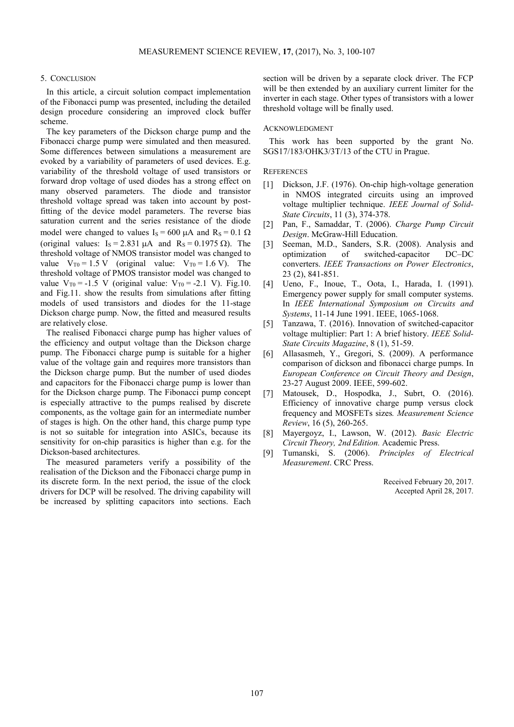## 5. Conclusion

In this article, a circuit solution compact implementation of the Fibonacci pump was presented, including the detailed design procedure considering an improved clock buffer scheme.

The key parameters of the Dickson charge pump and the Fibonacci charge pump were simulated and then measured. Some differences between simulations a measurement are evoked by a variability of parameters of used devices. E.g. variability of the threshold voltage of used transistors or forward drop voltage of used diodes has a strong effect on many observed parameters. The diode and transistor threshold voltage spread was taken into account by post-fitting of the device model parameters. The reverse bias saturation current and the series resistance of the diode model were changed to values $I_S = 600\ \mu A$ and $R_S = 0.1\ \Omega$ (original values: $I_S = 2.831\ \mu A$ and $R_S = 0.1975\ \Omega$). The threshold voltage of NMOS transistor model was changed to value $V_{T0} = 1.5$ V (original value: $V_{T0} = 1.6$ V). The threshold voltage of PMOS transistor model was changed to value $V_{T0} = -1.5$ V (original value: $V_{T0} = -2.1$ V). Fig.10. and Fig.11. show the results from simulations after fitting models of used transistors and diodes for the 11-stage Dickson charge pump. Now, the fitted and measured results are relatively close.

The realised Fibonacci charge pump has higher values of the efficiency and output voltage than the Dickson charge pump. The Fibonacci charge pump is suitable for a higher value of the voltage gain and requires more transistors than the Dickson charge pump. But the number of used diodes and capacitors for the Fibonacci charge pump is lower than for the Dickson charge pump. The Fibonacci pump concept is especially attractive to the pumps realised by discrete components, as the voltage gain for an intermediate number of stages is high. On the other hand, this charge pump type is not so suitable for integration into ASICs, because its sensitivity for on-chip parasitics is higher than e.g. for the Dickson-based architectures.

The measured parameters verify a possibility of the realisation of the Dickson and the Fibonacci charge pump in its discrete form. In the next period, the issue of the clock drivers for DCP will be resolved. The driving capability will be increased by splitting capacitors into sections. Each section will be driven by a separate clock driver. The FCP will be then extended by an auxiliary current limiter for the inverter in each stage. Other types of transistors with a lower threshold voltage will be finally used.

## Acknowledgment

This work has been supported by the grant No. SGS17/183/OHK3/3T/13 of the CTU in Prague.

## References

[1] Dickson, J.F. (1976). On-chip high-voltage generation in NMOS integrated circuits using an improved voltage multiplier technique. *IEEE Journal of Solid-State Circuits*, 11 (3), 374-378.

[2] Pan, F., Samaddar, T. (2006). *Charge Pump Circuit Design*. McGraw-Hill Education.

[3] Seeman, M.D., Sanders, S.R. (2008). Analysis and optimization of switched-capacitor DC–DC converters. *IEEE Transactions on Power Electronics*, 23 (2), 841-851.

[4] Ueno, F., Inoue, T., Oota, I., Harada, I. (1991). Emergency power supply for small computer systems. In *IEEE International Symposium on Circuits and Systems*, 11-14 June 1991. IEEE, 1065-1068.

[5] Tanzawa, T. (2016). Innovation of switched-capacitor voltage multiplier: Part 1: A brief history. *IEEE Solid-State Circuits Magazine*, 8 (1), 51-59.

[6] Allasasmeh, Y., Gregori, S. (2009). A performance comparison of dickson and fibonacci charge pumps. In *European Conference on Circuit Theory and Design*, 23-27 August 2009. IEEE, 599-602.

[7] Matousek, D., Hospodka, J., Subrt, O. (2016). Efficiency of innovative charge pump versus clock frequency and MOSFETs sizes. *Measurement Science Review*, 16 (5), 260-265.

[8] Mayergoyz, I., Lawson, W. (2012). *Basic Electric Circuit Theory, 2nd Edition.* Academic Press.

[9] Tumanski, S. (2006). *Principles of Electrical Measurement*. CRC Press.

Received February 20, 2017.
Accepted April 28, 2017.